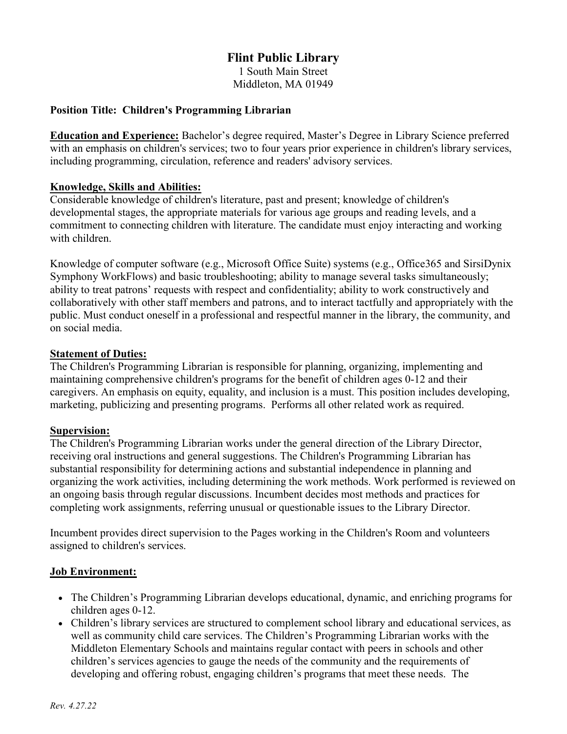# Flint Public Library

1 South Main Street
Middleton, MA 01949

**Position Title: Children's Programming Librarian**

**Education and Experience:** Bachelor's degree required, Master's Degree in Library Science preferred with an emphasis on children's services; two to four years prior experience in children's library services, including programming, circulation, reference and readers' advisory services.

## Knowledge, Skills and Abilities:

Considerable knowledge of children's literature, past and present; knowledge of children's developmental stages, the appropriate materials for various age groups and reading levels, and a commitment to connecting children with literature. The candidate must enjoy interacting and working with children.

Knowledge of computer software (e.g., Microsoft Office Suite) systems (e.g., Office365 and SirsiDynix Symphony WorkFlows) and basic troubleshooting; ability to manage several tasks simultaneously; ability to treat patrons' requests with respect and confidentiality; ability to work constructively and collaboratively with other staff members and patrons, and to interact tactfully and appropriately with the public. Must conduct oneself in a professional and respectful manner in the library, the community, and on social media.

## Statement of Duties:

The Children's Programming Librarian is responsible for planning, organizing, implementing and maintaining comprehensive children's programs for the benefit of children ages 0-12 and their caregivers. An emphasis on equity, equality, and inclusion is a must. This position includes developing, marketing, publicizing and presenting programs. Performs all other related work as required.

## Supervision:

The Children's Programming Librarian works under the general direction of the Library Director, receiving oral instructions and general suggestions. The Children's Programming Librarian has substantial responsibility for determining actions and substantial independence in planning and organizing the work activities, including determining the work methods. Work performed is reviewed on an ongoing basis through regular discussions. Incumbent decides most methods and practices for completing work assignments, referring unusual or questionable issues to the Library Director.

Incumbent provides direct supervision to the Pages working in the Children's Room and volunteers assigned to children's services.

## Job Environment:

- The Children's Programming Librarian develops educational, dynamic, and enriching programs for children ages 0-12.
- Children's library services are structured to complement school library and educational services, as well as community child care services. The Children's Programming Librarian works with the Middleton Elementary Schools and maintains regular contact with peers in schools and other children's services agencies to gauge the needs of the community and the requirements of developing and offering robust, engaging children's programs that meet these needs. The

*Rev. 4.27.22*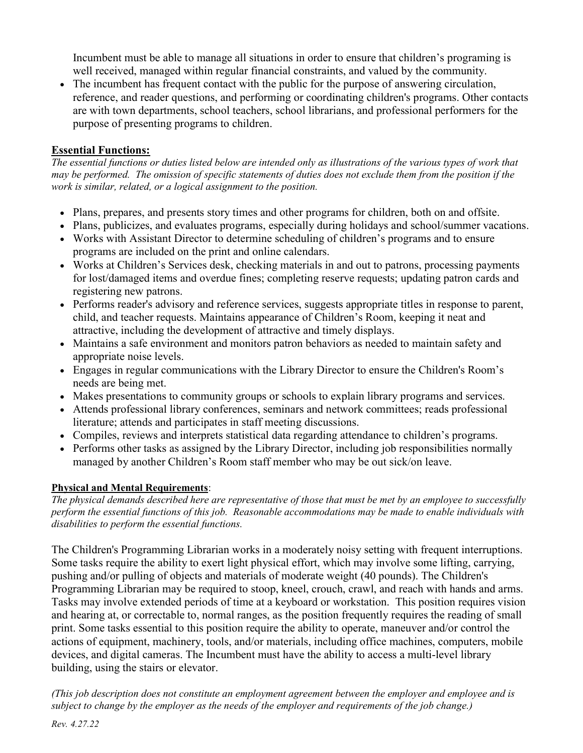Incumbent must be able to manage all situations in order to ensure that children's programing is well received, managed within regular financial constraints, and valued by the community.

- The incumbent has frequent contact with the public for the purpose of answering circulation, reference, and reader questions, and performing or coordinating children's programs. Other contacts are with town departments, school teachers, school librarians, and professional performers for the purpose of presenting programs to children.

## Essential Functions:

*The essential functions or duties listed below are intended only as illustrations of the various types of work that may be performed. The omission of specific statements of duties does not exclude them from the position if the work is similar, related, or a logical assignment to the position.*

- Plans, prepares, and presents story times and other programs for children, both on and offsite.
- Plans, publicizes, and evaluates programs, especially during holidays and school/summer vacations.
- Works with Assistant Director to determine scheduling of children's programs and to ensure programs are included on the print and online calendars.
- Works at Children's Services desk, checking materials in and out to patrons, processing payments for lost/damaged items and overdue fines; completing reserve requests; updating patron cards and registering new patrons.
- Performs reader's advisory and reference services, suggests appropriate titles in response to parent, child, and teacher requests. Maintains appearance of Children's Room, keeping it neat and attractive, including the development of attractive and timely displays.
- Maintains a safe environment and monitors patron behaviors as needed to maintain safety and appropriate noise levels.
- Engages in regular communications with the Library Director to ensure the Children's Room's needs are being met.
- Makes presentations to community groups or schools to explain library programs and services.
- Attends professional library conferences, seminars and network committees; reads professional literature; attends and participates in staff meeting discussions.
- Compiles, reviews and interprets statistical data regarding attendance to children's programs.
- Performs other tasks as assigned by the Library Director, including job responsibilities normally managed by another Children's Room staff member who may be out sick/on leave.

## Physical and Mental Requirements:

*The physical demands described here are representative of those that must be met by an employee to successfully perform the essential functions of this job. Reasonable accommodations may be made to enable individuals with disabilities to perform the essential functions.*

The Children's Programming Librarian works in a moderately noisy setting with frequent interruptions. Some tasks require the ability to exert light physical effort, which may involve some lifting, carrying, pushing and/or pulling of objects and materials of moderate weight (40 pounds). The Children's Programming Librarian may be required to stoop, kneel, crouch, crawl, and reach with hands and arms. Tasks may involve extended periods of time at a keyboard or workstation. This position requires vision and hearing at, or correctable to, normal ranges, as the position frequently requires the reading of small print. Some tasks essential to this position require the ability to operate, maneuver and/or control the actions of equipment, machinery, tools, and/or materials, including office machines, computers, mobile devices, and digital cameras. The Incumbent must have the ability to access a multi-level library building, using the stairs or elevator.

*(This job description does not constitute an employment agreement between the employer and employee and is subject to change by the employer as the needs of the employer and requirements of the job change.)*

*Rev. 4.27.22*